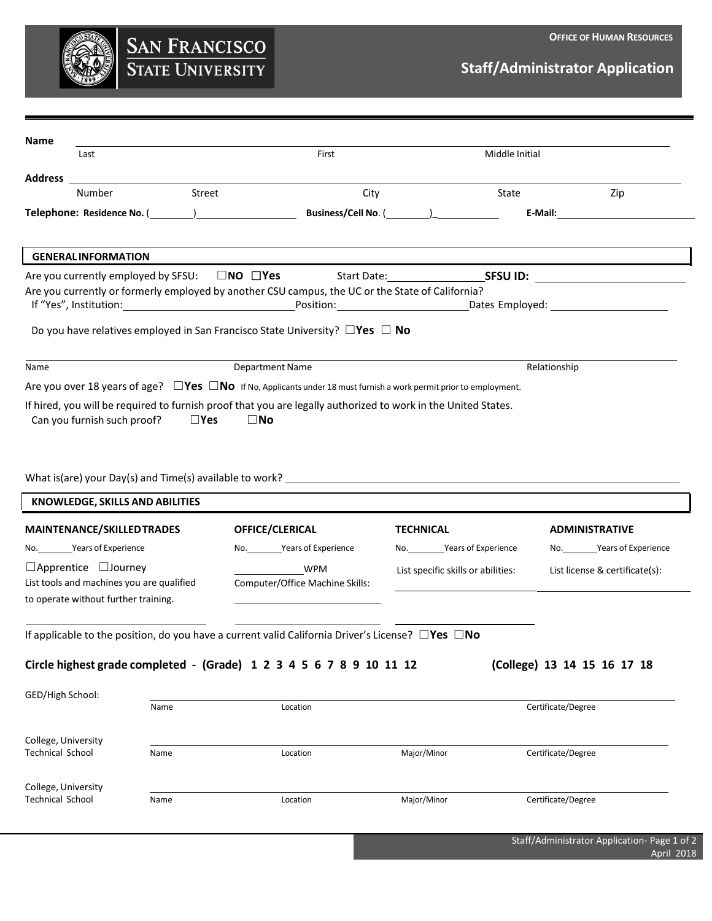**OFFICE OF HUMAN RESOURCES**

# Staff/Administrator Application

SAN FRANCISCO STATE UNIVERSITY

**Name** ______________________________________________________________

Last | First | Middle Initial

**Address** ______________________________________________________________

Number | Street | City | State | Zip

**Telephone: Residence No.** (\_\_\_\_\_\_\_\_)\_\_\_\_\_\_\_\_\_\_\_\_\_\_\_\_ **Business/Cell No**. (\_\_\_\_\_\_\_\_)\_\_\_\_\_\_\_\_\_\_\_\_ **E-Mail:**\_\_\_\_\_\_\_\_\_\_\_\_\_\_\_\_\_\_\_\_

## GENERAL INFORMATION

Are you currently employed by SFSU: ☐**NO** ☐**Yes** Start Date:\_\_\_\_\_\_\_\_\_\_\_\_\_\_\_\_ **SFSU ID:** \_\_\_\_\_\_\_\_\_\_\_\_\_\_\_\_\_\_\_\_

Are you currently or formerly employed by another CSU campus, the UC or the State of California?

If "Yes", Institution:\_\_\_\_\_\_\_\_\_\_\_\_\_\_\_\_\_\_\_\_\_\_\_\_ Position:\_\_\_\_\_\_\_\_\_\_\_\_\_\_\_\_\_\_\_\_ Dates Employed: \_\_\_\_\_\_\_\_\_\_\_\_\_\_\_\_\_\_\_\_

Do you have relatives employed in San Francisco State University? ☐**Yes** ☐ **No**

______________________________________________________________

Name | Department Name | Relationship

Are you over 18 years of age? ☐**Yes** ☐**No** If No, Applicants under 18 must furnish a work permit prior to employment.

If hired, you will be required to furnish proof that you are legally authorized to work in the United States.

Can you furnish such proof? ☐**Yes** ☐**No**

What is(are) your Day(s) and Time(s) available to work? ______________________________________________________________

## KNOWLEDGE, SKILLS AND ABILITIES

| **MAINTENANCE/SKILLED TRADES** | **OFFICE/CLERICAL** | **TECHNICAL** | **ADMINISTRATIVE** |
|---|---|---|---|
| No.\_\_\_\_\_\_\_Years of Experience | No.\_\_\_\_\_\_\_Years of Experience | No.\_\_\_\_\_\_\_Years of Experience | No.\_\_\_\_\_\_\_Years of Experience |
| ☐Apprentice ☐Journey | \_\_\_\_\_\_\_\_\_\_\_\_WPM | List specific skills or abilities: | List license & certificate(s): |
| List tools and machines you are qualified to operate without further training. | Computer/Office Machine Skills: | | |

If applicable to the position, do you have a current valid California Driver's License? ☐**Yes** ☐**No**

**Circle highest grade completed - (Grade) 1 2 3 4 5 6 7 8 9 10 11 12 (College) 13 14 15 16 17 18**

| | Name | Location | Major/Minor | Certificate/Degree |
|---|---|---|---|---|
| GED/High School: | | | | |
| College, University Technical School | | | | |
| College, University Technical School | | | | |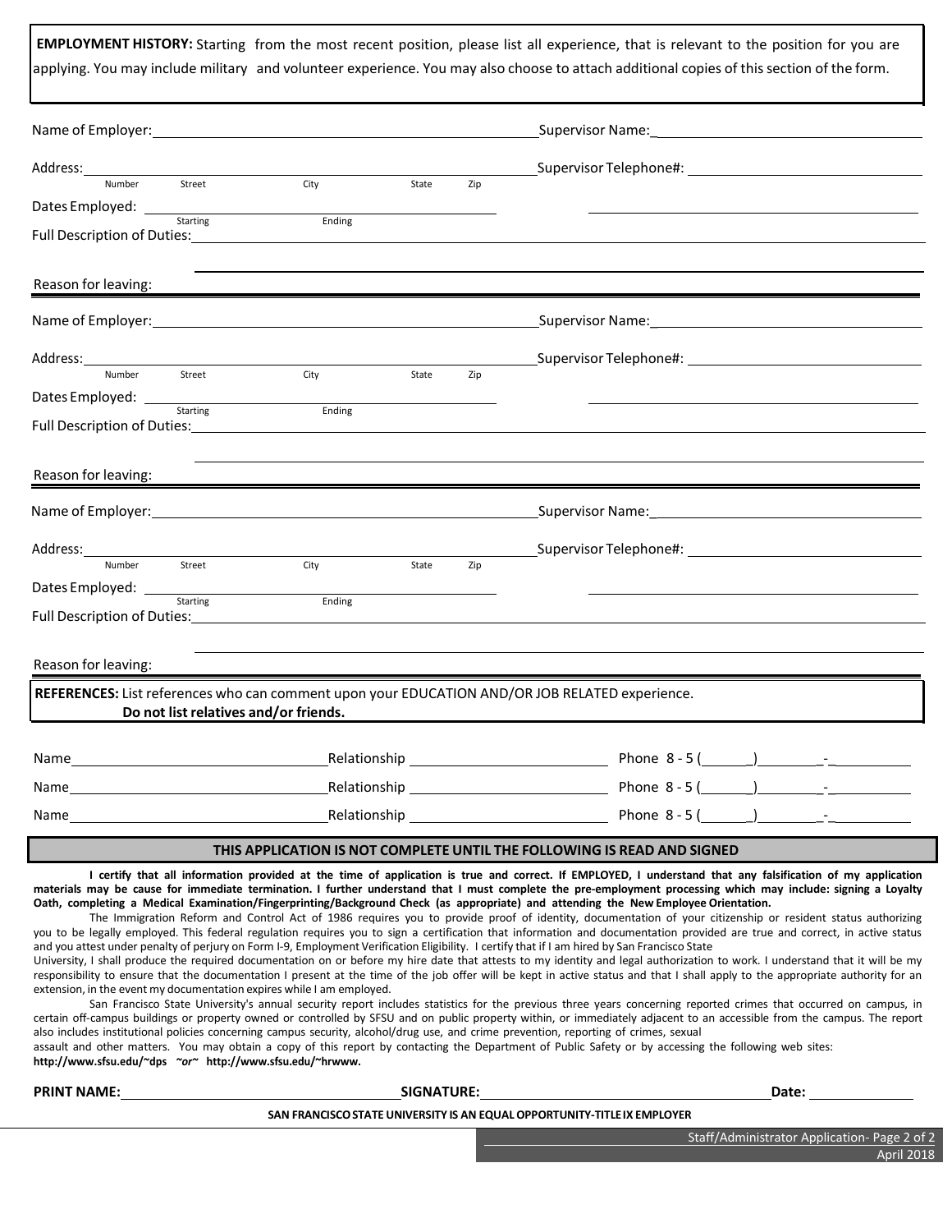**EMPLOYMENT HISTORY:** Starting from the most recent position, please list all experience, that is relevant to the position for you are applying. You may include military and volunteer experience. You may also choose to attach additional copies of this section of the form.

Name of Employer: ______________________________ Supervisor Name: ______________________________

Address: ______________________________ Supervisor Telephone#: ______________________________
Number Street City State Zip

Dates Employed: ______________________________
Starting Ending

Full Description of Duties: ______________________________

Reason for leaving: ______________________________

Name of Employer: ______________________________ Supervisor Name: ______________________________

Address: ______________________________ Supervisor Telephone#: ______________________________
Number Street City State Zip

Dates Employed: ______________________________
Starting Ending

Full Description of Duties: ______________________________

Reason for leaving: ______________________________

Name of Employer: ______________________________ Supervisor Name: ______________________________

Address: ______________________________ Supervisor Telephone#: ______________________________
Number Street City State Zip

Dates Employed: ______________________________
Starting Ending

Full Description of Duties: ______________________________

Reason for leaving: ______________________________

**REFERENCES:** List references who can comment upon your EDUCATION AND/OR JOB RELATED experience.
**Do not list relatives and/or friends.**

Name ______________________________ Relationship ______________________________ Phone 8 - 5 (______) ________-________

Name ______________________________ Relationship ______________________________ Phone 8 - 5 (______) ________-________

Name ______________________________ Relationship ______________________________ Phone 8 - 5 (______) ________-________

**THIS APPLICATION IS NOT COMPLETE UNTIL THE FOLLOWING IS READ AND SIGNED**

**I certify that all information provided at the time of application is true and correct. If EMPLOYED, I understand that any falsification of my application materials may be cause for immediate termination. I further understand that I must complete the pre-employment processing which may include: signing a Loyalty Oath, completing a Medical Examination/Fingerprinting/Background Check (as appropriate) and attending the New Employee Orientation.**

The Immigration Reform and Control Act of 1986 requires you to provide proof of identity, documentation of your citizenship or resident status authorizing you to be legally employed. This federal regulation requires you to sign a certification that information and documentation provided are true and correct, in active status and you attest under penalty of perjury on Form I-9, Employment Verification Eligibility. I certify that if I am hired by San Francisco State University, I shall produce the required documentation on or before my hire date that attests to my identity and legal authorization to work. I understand that it will be my responsibility to ensure that the documentation I present at the time of the job offer will be kept in active status and that I shall apply to the appropriate authority for an extension, in the event my documentation expires while I am employed.

San Francisco State University's annual security report includes statistics for the previous three years concerning reported crimes that occurred on campus, in certain off-campus buildings or property owned or controlled by SFSU and on public property within, or immediately adjacent to an accessible from the campus. The report also includes institutional policies concerning campus security, alcohol/drug use, and crime prevention, reporting of crimes, sexual assault and other matters. You may obtain a copy of this report by contacting the Department of Public Safety or by accessing the following web sites: **http://www.sfsu.edu/~dps *~or~* http://www.sfsu.edu/~hrwww.**

**PRINT NAME:** ______________________________ **SIGNATURE:** ______________________________ **Date:** ______________

**SAN FRANCISCO STATE UNIVERSITY IS AN EQUAL OPPORTUNITY-TITLE IX EMPLOYER**

Staff/Administrator Application- Page 2 of 2
April 2018